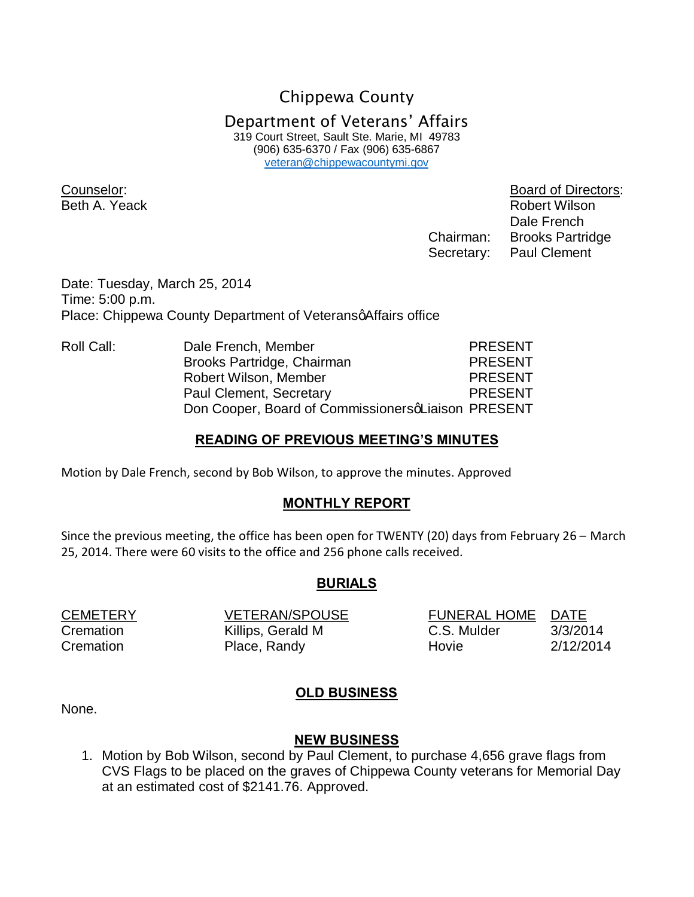# Chippewa County

## Department of Veterans' Affairs

319 Court Street, Sault Ste. Marie, MI 49783
(906) 635-6370 / Fax (906) 635-6867
veteran@chippewacountymi.gov

Counselor:
Beth A. Yeack

Board of Directors:
Robert Wilson
Dale French
Chairman: Brooks Partridge
Secretary: Paul Clement

Date: Tuesday, March 25, 2014
Time: 5:00 p.m.
Place: Chippewa County Department of VeteransøAffairs office

| | | |
|---|---|---|
| Roll Call: | Dale French, Member | PRESENT |
| | Brooks Partridge, Chairman | PRESENT |
| | Robert Wilson, Member | PRESENT |
| | Paul Clement, Secretary | PRESENT |
| | Don Cooper, Board of CommissionersøLiaison | PRESENT |

### READING OF PREVIOUS MEETING'S MINUTES

Motion by Dale French, second by Bob Wilson, to approve the minutes. Approved

### MONTHLY REPORT

Since the previous meeting, the office has been open for TWENTY (20) days from February 26 – March 25, 2014. There were 60 visits to the office and 256 phone calls received.

### BURIALS

| CEMETERY | VETERAN/SPOUSE | FUNERAL HOME | DATE |
|---|---|---|---|
| Cremation | Killips, Gerald M | C.S. Mulder | 3/3/2014 |
| Cremation | Place, Randy | Hovie | 2/12/2014 |

### OLD BUSINESS

None.

### NEW BUSINESS

1. Motion by Bob Wilson, second by Paul Clement, to purchase 4,656 grave flags from CVS Flags to be placed on the graves of Chippewa County veterans for Memorial Day at an estimated cost of $2141.76. Approved.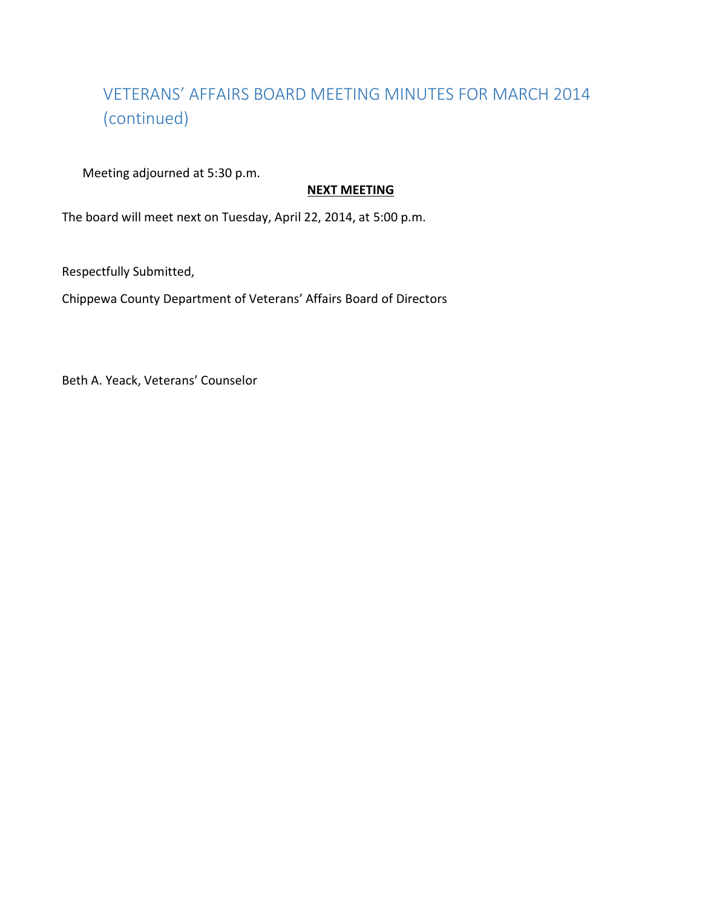# VETERANS' AFFAIRS BOARD MEETING MINUTES FOR MARCH 2014 (continued)

Meeting adjourned at 5:30 p.m.

**NEXT MEETING**

The board will meet next on Tuesday, April 22, 2014, at 5:00 p.m.

Respectfully Submitted,

Chippewa County Department of Veterans' Affairs Board of Directors

Beth A. Yeack, Veterans' Counselor